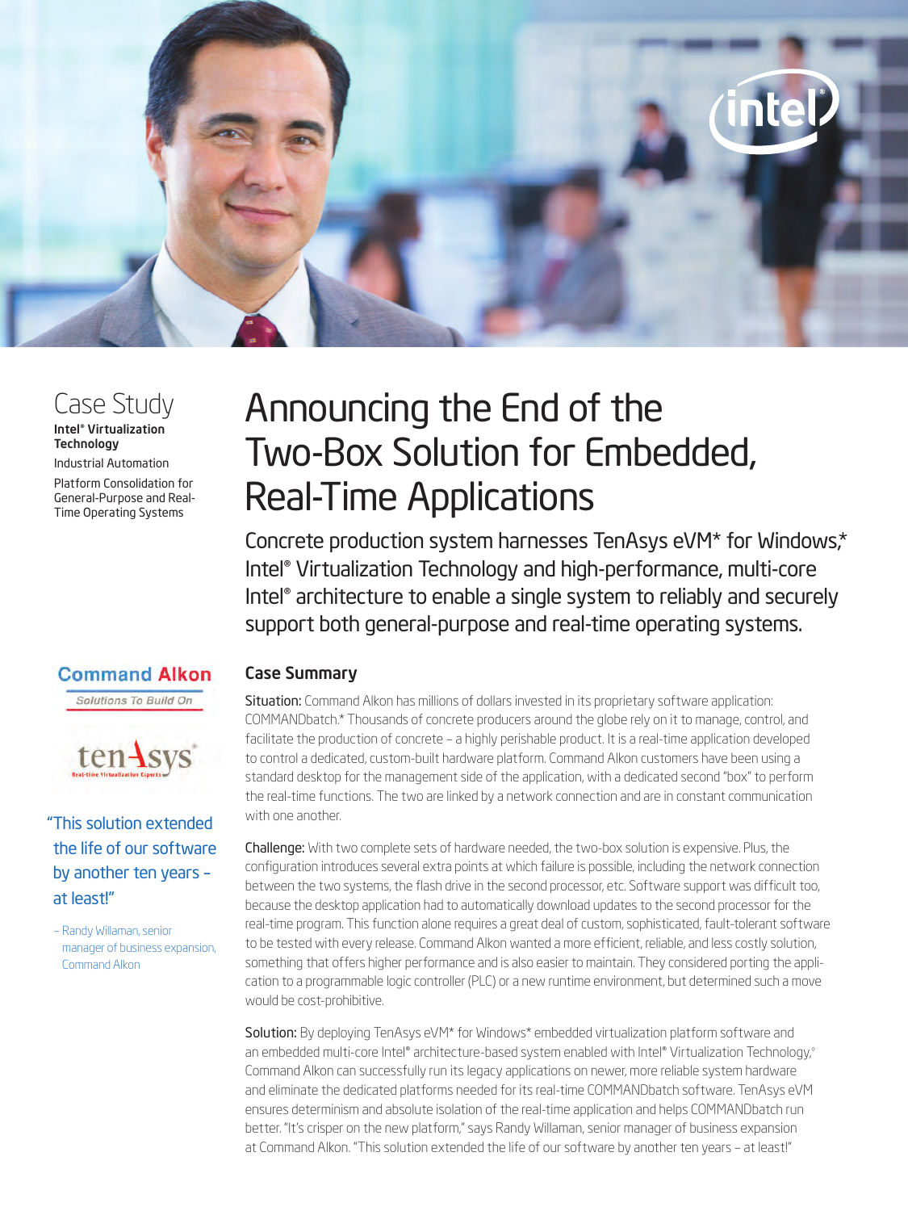Case Study

**Intel® Virtualization Technology**

Industrial Automation

Platform Consolidation for General-Purpose and Real-Time Operating Systems

# Announcing the End of the Two-Box Solution for Embedded, Real-Time Applications

Concrete production system harnesses TenAsys eVM* for Windows,* Intel® Virtualization Technology and high-performance, multi-core Intel® architecture to enable a single system to reliably and securely support both general-purpose and real-time operating systems.

Command Alkon

Solutions To Build On

tenAsys

Real-time Virtualization Experts

"This solution extended the life of our software by another ten years – at least!"

– Randy Willaman, senior manager of business expansion, Command Alkon

## Case Summary

Situation: Command Alkon has millions of dollars invested in its proprietary software application: COMMANDbatch.* Thousands of concrete producers around the globe rely on it to manage, control, and facilitate the production of concrete – a highly perishable product. It is a real-time application developed to control a dedicated, custom-built hardware platform. Command Alkon customers have been using a standard desktop for the management side of the application, with a dedicated second "box" to perform the real-time functions. The two are linked by a network connection and are in constant communication with one another.

Challenge: With two complete sets of hardware needed, the two-box solution is expensive. Plus, the configuration introduces several extra points at which failure is possible, including the network connection between the two systems, the flash drive in the second processor, etc. Software support was difficult too, because the desktop application had to automatically download updates to the second processor for the real-time program. This function alone requires a great deal of custom, sophisticated, fault-tolerant software to be tested with every release. Command Alkon wanted a more efficient, reliable, and less costly solution, something that offers higher performance and is also easier to maintain. They considered porting the application to a programmable logic controller (PLC) or a new runtime environment, but determined such a move would be cost-prohibitive.

Solution: By deploying TenAsys eVM* for Windows* embedded virtualization platform software and an embedded multi-core Intel® architecture-based system enabled with Intel® Virtualization Technology,◊ Command Alkon can successfully run its legacy applications on newer, more reliable system hardware and eliminate the dedicated platforms needed for its real-time COMMANDbatch software. TenAsys eVM ensures determinism and absolute isolation of the real-time application and helps COMMANDbatch run better. "It's crisper on the new platform," says Randy Willaman, senior manager of business expansion at Command Alkon. "This solution extended the life of our software by another ten years – at least!"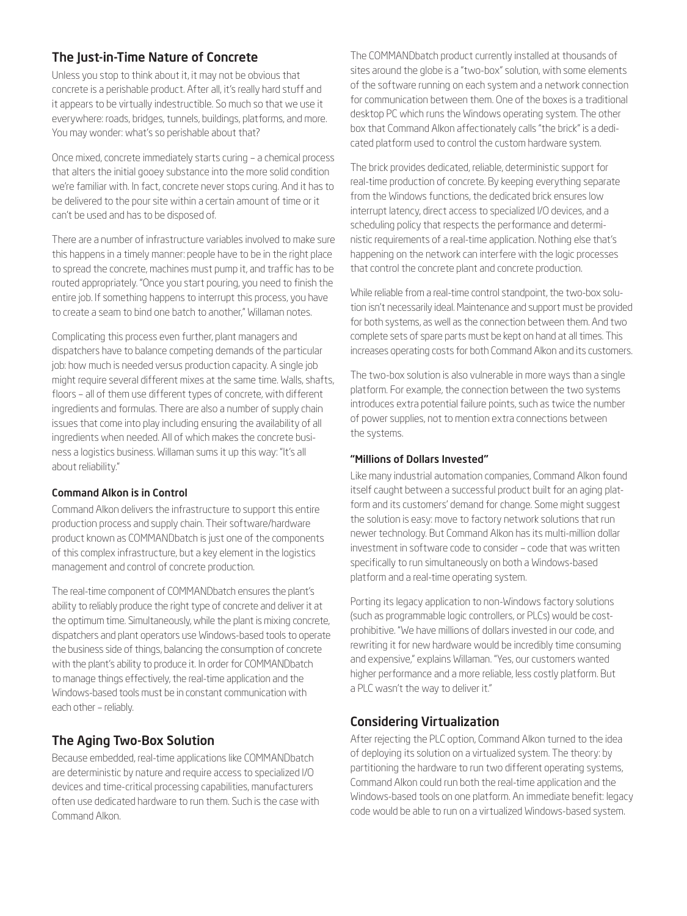## The Just-in-Time Nature of Concrete

Unless you stop to think about it, it may not be obvious that concrete is a perishable product. After all, it's really hard stuff and it appears to be virtually indestructible. So much so that we use it everywhere: roads, bridges, tunnels, buildings, platforms, and more. You may wonder: what's so perishable about that?

Once mixed, concrete immediately starts curing – a chemical process that alters the initial gooey substance into the more solid condition we're familiar with. In fact, concrete never stops curing. And it has to be delivered to the pour site within a certain amount of time or it can't be used and has to be disposed of.

There are a number of infrastructure variables involved to make sure this happens in a timely manner: people have to be in the right place to spread the concrete, machines must pump it, and traffic has to be routed appropriately. "Once you start pouring, you need to finish the entire job. If something happens to interrupt this process, you have to create a seam to bind one batch to another," Willaman notes.

Complicating this process even further, plant managers and dispatchers have to balance competing demands of the particular job: how much is needed versus production capacity. A single job might require several different mixes at the same time. Walls, shafts, floors – all of them use different types of concrete, with different ingredients and formulas. There are also a number of supply chain issues that come into play including ensuring the availability of all ingredients when needed. All of which makes the concrete business a logistics business. Willaman sums it up this way: "It's all about reliability."

### Command Alkon is in Control

Command Alkon delivers the infrastructure to support this entire production process and supply chain. Their software/hardware product known as COMMANDbatch is just one of the components of this complex infrastructure, but a key element in the logistics management and control of concrete production.

The real-time component of COMMANDbatch ensures the plant's ability to reliably produce the right type of concrete and deliver it at the optimum time. Simultaneously, while the plant is mixing concrete, dispatchers and plant operators use Windows-based tools to operate the business side of things, balancing the consumption of concrete with the plant's ability to produce it. In order for COMMANDbatch to manage things effectively, the real-time application and the Windows-based tools must be in constant communication with each other – reliably.

## The Aging Two-Box Solution

Because embedded, real-time applications like COMMANDbatch are deterministic by nature and require access to specialized I/O devices and time-critical processing capabilities, manufacturers often use dedicated hardware to run them. Such is the case with Command Alkon.

The COMMANDbatch product currently installed at thousands of sites around the globe is a "two-box" solution, with some elements of the software running on each system and a network connection for communication between them. One of the boxes is a traditional desktop PC which runs the Windows operating system. The other box that Command Alkon affectionately calls "the brick" is a dedicated platform used to control the custom hardware system.

The brick provides dedicated, reliable, deterministic support for real-time production of concrete. By keeping everything separate from the Windows functions, the dedicated brick ensures low interrupt latency, direct access to specialized I/O devices, and a scheduling policy that respects the performance and deterministic requirements of a real-time application. Nothing else that's happening on the network can interfere with the logic processes that control the concrete plant and concrete production.

While reliable from a real-time control standpoint, the two-box solution isn't necessarily ideal. Maintenance and support must be provided for both systems, as well as the connection between them. And two complete sets of spare parts must be kept on hand at all times. This increases operating costs for both Command Alkon and its customers.

The two-box solution is also vulnerable in more ways than a single platform. For example, the connection between the two systems introduces extra potential failure points, such as twice the number of power supplies, not to mention extra connections between the systems.

### "Millions of Dollars Invested"

Like many industrial automation companies, Command Alkon found itself caught between a successful product built for an aging platform and its customers' demand for change. Some might suggest the solution is easy: move to factory network solutions that run newer technology. But Command Alkon has its multi-million dollar investment in software code to consider – code that was written specifically to run simultaneously on both a Windows-based platform and a real-time operating system.

Porting its legacy application to non-Windows factory solutions (such as programmable logic controllers, or PLCs) would be cost-prohibitive. "We have millions of dollars invested in our code, and rewriting it for new hardware would be incredibly time consuming and expensive," explains Willaman. "Yes, our customers wanted higher performance and a more reliable, less costly platform. But a PLC wasn't the way to deliver it."

## Considering Virtualization

After rejecting the PLC option, Command Alkon turned to the idea of deploying its solution on a virtualized system. The theory: by partitioning the hardware to run two different operating systems, Command Alkon could run both the real-time application and the Windows-based tools on one platform. An immediate benefit: legacy code would be able to run on a virtualized Windows-based system.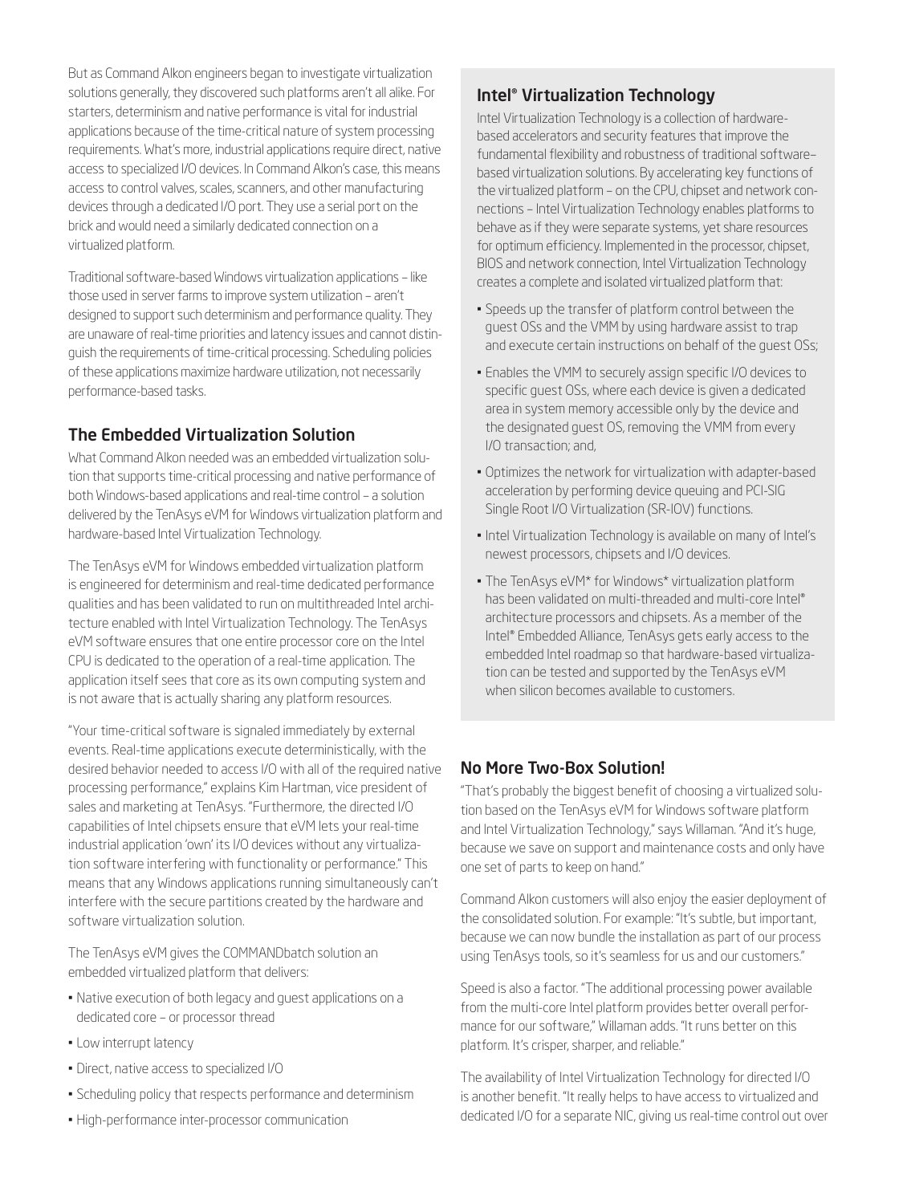But as Command Alkon engineers began to investigate virtualization solutions generally, they discovered such platforms aren't all alike. For starters, determinism and native performance is vital for industrial applications because of the time-critical nature of system processing requirements. What's more, industrial applications require direct, native access to specialized I/O devices. In Command Alkon's case, this means access to control valves, scales, scanners, and other manufacturing devices through a dedicated I/O port. They use a serial port on the brick and would need a similarly dedicated connection on a virtualized platform.

Traditional software-based Windows virtualization applications – like those used in server farms to improve system utilization – aren't designed to support such determinism and performance quality. They are unaware of real-time priorities and latency issues and cannot distinguish the requirements of time-critical processing. Scheduling policies of these applications maximize hardware utilization, not necessarily performance-based tasks.

## The Embedded Virtualization Solution

What Command Alkon needed was an embedded virtualization solution that supports time-critical processing and native performance of both Windows-based applications and real-time control – a solution delivered by the TenAsys eVM for Windows virtualization platform and hardware-based Intel Virtualization Technology.

The TenAsys eVM for Windows embedded virtualization platform is engineered for determinism and real-time dedicated performance qualities and has been validated to run on multithreaded Intel architecture enabled with Intel Virtualization Technology. The TenAsys eVM software ensures that one entire processor core on the Intel CPU is dedicated to the operation of a real-time application. The application itself sees that core as its own computing system and is not aware that is actually sharing any platform resources.

"Your time-critical software is signaled immediately by external events. Real-time applications execute deterministically, with the desired behavior needed to access I/O with all of the required native processing performance," explains Kim Hartman, vice president of sales and marketing at TenAsys. "Furthermore, the directed I/O capabilities of Intel chipsets ensure that eVM lets your real-time industrial application 'own' its I/O devices without any virtualization software interfering with functionality or performance." This means that any Windows applications running simultaneously can't interfere with the secure partitions created by the hardware and software virtualization solution.

The TenAsys eVM gives the COMMANDbatch solution an embedded virtualized platform that delivers:

- Native execution of both legacy and guest applications on a dedicated core – or processor thread
- Low interrupt latency
- Direct, native access to specialized I/O
- Scheduling policy that respects performance and determinism
- High-performance inter-processor communication

## Intel® Virtualization Technology

Intel Virtualization Technology is a collection of hardware-based accelerators and security features that improve the fundamental flexibility and robustness of traditional software–based virtualization solutions. By accelerating key functions of the virtualized platform – on the CPU, chipset and network connections – Intel Virtualization Technology enables platforms to behave as if they were separate systems, yet share resources for optimum efficiency. Implemented in the processor, chipset, BIOS and network connection, Intel Virtualization Technology creates a complete and isolated virtualized platform that:

- Speeds up the transfer of platform control between the guest OSs and the VMM by using hardware assist to trap and execute certain instructions on behalf of the guest OSs;
- Enables the VMM to securely assign specific I/O devices to specific guest OSs, where each device is given a dedicated area in system memory accessible only by the device and the designated guest OS, removing the VMM from every I/O transaction; and,
- Optimizes the network for virtualization with adapter-based acceleration by performing device queuing and PCI-SIG Single Root I/O Virtualization (SR-IOV) functions.
- Intel Virtualization Technology is available on many of Intel's newest processors, chipsets and I/O devices.
- The TenAsys eVM* for Windows* virtualization platform has been validated on multi-threaded and multi-core Intel® architecture processors and chipsets. As a member of the Intel® Embedded Alliance, TenAsys gets early access to the embedded Intel roadmap so that hardware-based virtualization can be tested and supported by the TenAsys eVM when silicon becomes available to customers.

## No More Two-Box Solution!

"That's probably the biggest benefit of choosing a virtualized solution based on the TenAsys eVM for Windows software platform and Intel Virtualization Technology," says Willaman. "And it's huge, because we save on support and maintenance costs and only have one set of parts to keep on hand."

Command Alkon customers will also enjoy the easier deployment of the consolidated solution. For example: "It's subtle, but important, because we can now bundle the installation as part of our process using TenAsys tools, so it's seamless for us and our customers."

Speed is also a factor. "The additional processing power available from the multi-core Intel platform provides better overall performance for our software," Willaman adds. "It runs better on this platform. It's crisper, sharper, and reliable."

The availability of Intel Virtualization Technology for directed I/O is another benefit. "It really helps to have access to virtualized and dedicated I/O for a separate NIC, giving us real-time control out over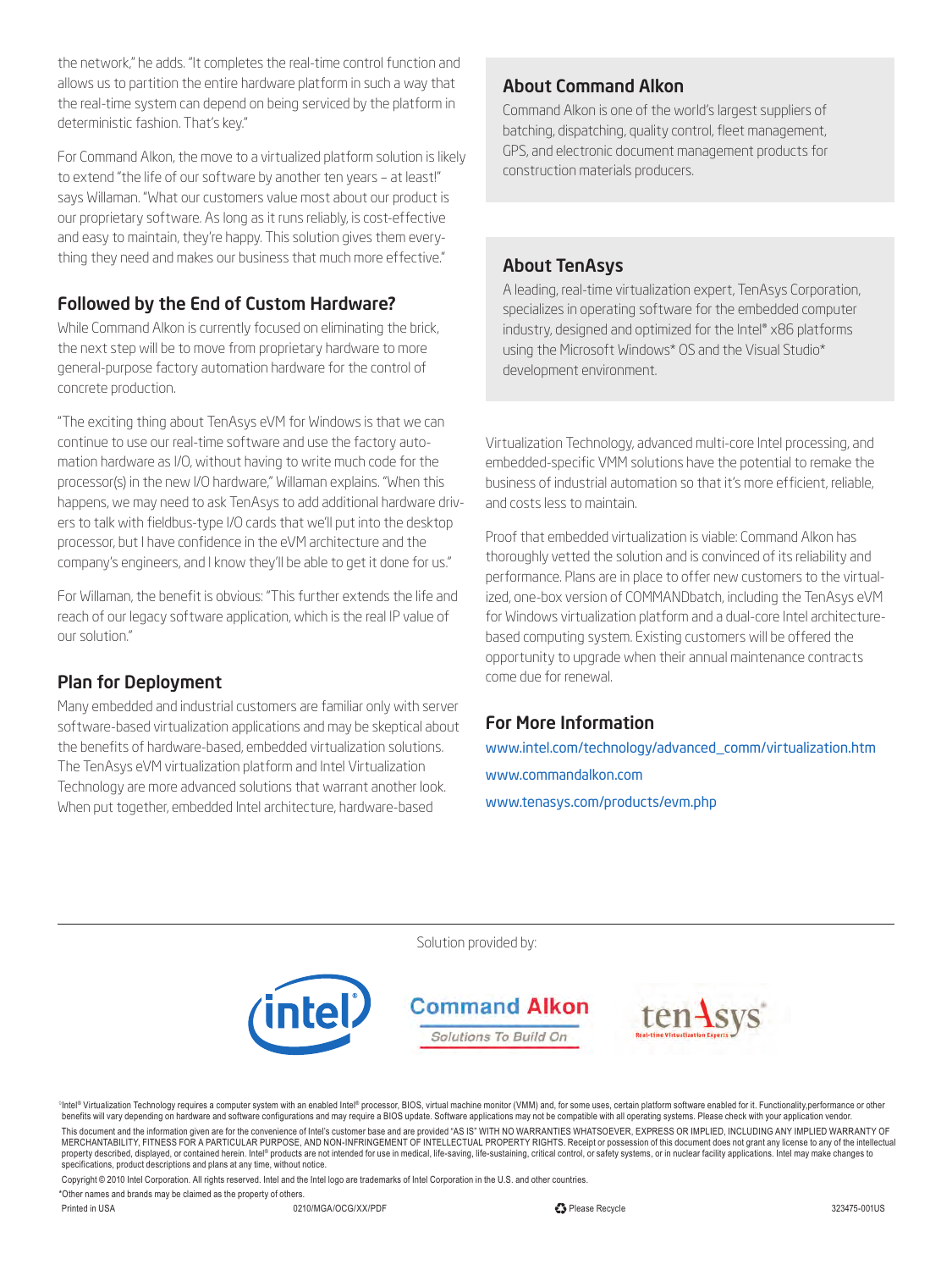the network," he adds. "It completes the real-time control function and allows us to partition the entire hardware platform in such a way that the real-time system can depend on being serviced by the platform in deterministic fashion. That's key."

For Command Alkon, the move to a virtualized platform solution is likely to extend "the life of our software by another ten years – at least!" says Willaman. "What our customers value most about our product is our proprietary software. As long as it runs reliably, is cost-effective and easy to maintain, they're happy. This solution gives them everything they need and makes our business that much more effective."

## Followed by the End of Custom Hardware?

While Command Alkon is currently focused on eliminating the brick, the next step will be to move from proprietary hardware to more general-purpose factory automation hardware for the control of concrete production.

"The exciting thing about TenAsys eVM for Windows is that we can continue to use our real-time software and use the factory automation hardware as I/O, without having to write much code for the processor(s) in the new I/O hardware," Willaman explains. "When this happens, we may need to ask TenAsys to add additional hardware drivers to talk with fieldbus-type I/O cards that we'll put into the desktop processor, but I have confidence in the eVM architecture and the company's engineers, and I know they'll be able to get it done for us."

For Willaman, the benefit is obvious: "This further extends the life and reach of our legacy software application, which is the real IP value of our solution."

## Plan for Deployment

Many embedded and industrial customers are familiar only with server software-based virtualization applications and may be skeptical about the benefits of hardware-based, embedded virtualization solutions. The TenAsys eVM virtualization platform and Intel Virtualization Technology are more advanced solutions that warrant another look. When put together, embedded Intel architecture, hardware-based Virtualization Technology, advanced multi-core Intel processing, and embedded-specific VMM solutions have the potential to remake the business of industrial automation so that it's more efficient, reliable, and costs less to maintain.

Proof that embedded virtualization is viable: Command Alkon has thoroughly vetted the solution and is convinced of its reliability and performance. Plans are in place to offer new customers to the virtualized, one-box version of COMMANDbatch, including the TenAsys eVM for Windows virtualization platform and a dual-core Intel architecture-based computing system. Existing customers will be offered the opportunity to upgrade when their annual maintenance contracts come due for renewal.

## About Command Alkon

Command Alkon is one of the world's largest suppliers of batching, dispatching, quality control, fleet management, GPS, and electronic document management products for construction materials producers.

## About TenAsys

A leading, real-time virtualization expert, TenAsys Corporation, specializes in operating software for the embedded computer industry, designed and optimized for the Intel® x86 platforms using the Microsoft Windows* OS and the Visual Studio* development environment.

## For More Information

www.intel.com/technology/advanced_comm/virtualization.htm

www.commandalkon.com

www.tenasys.com/products/evm.php

Solution provided by:

intel

Command Alkon
Solutions To Build On

tenAsys
Real-time Virtualization Experts

°Intel® Virtualization Technology requires a computer system with an enabled Intel® processor, BIOS, virtual machine monitor (VMM) and, for some uses, certain platform software enabled for it. Functionality,performance or other benefits will vary depending on hardware and software configurations and may require a BIOS update. Software applications may not be compatible with all operating systems. Please check with your application vendor.

This document and the information given are for the convenience of Intel's customer base and are provided "AS IS" WITH NO WARRANTIES WHATSOEVER, EXPRESS OR IMPLIED, INCLUDING ANY IMPLIED WARRANTY OF MERCHANTABILITY, FITNESS FOR A PARTICULAR PURPOSE, AND NON-INFRINGEMENT OF INTELLECTUAL PROPERTY RIGHTS. Receipt or possession of this document does not grant any license to any of the intellectual property described, displayed, or contained herein. Intel® products are not intended for use in medical, life-saving, life-sustaining, critical control, or safety systems, or in nuclear facility applications. Intel may make changes to specifications, product descriptions and plans at any time, without notice.

Copyright © 2010 Intel Corporation. All rights reserved. Intel and the Intel logo are trademarks of Intel Corporation in the U.S. and other countries.

*Other names and brands may be claimed as the property of others.

Printed in USA 0210/MGA/OCG/XX/PDF Please Recycle 323475-001US